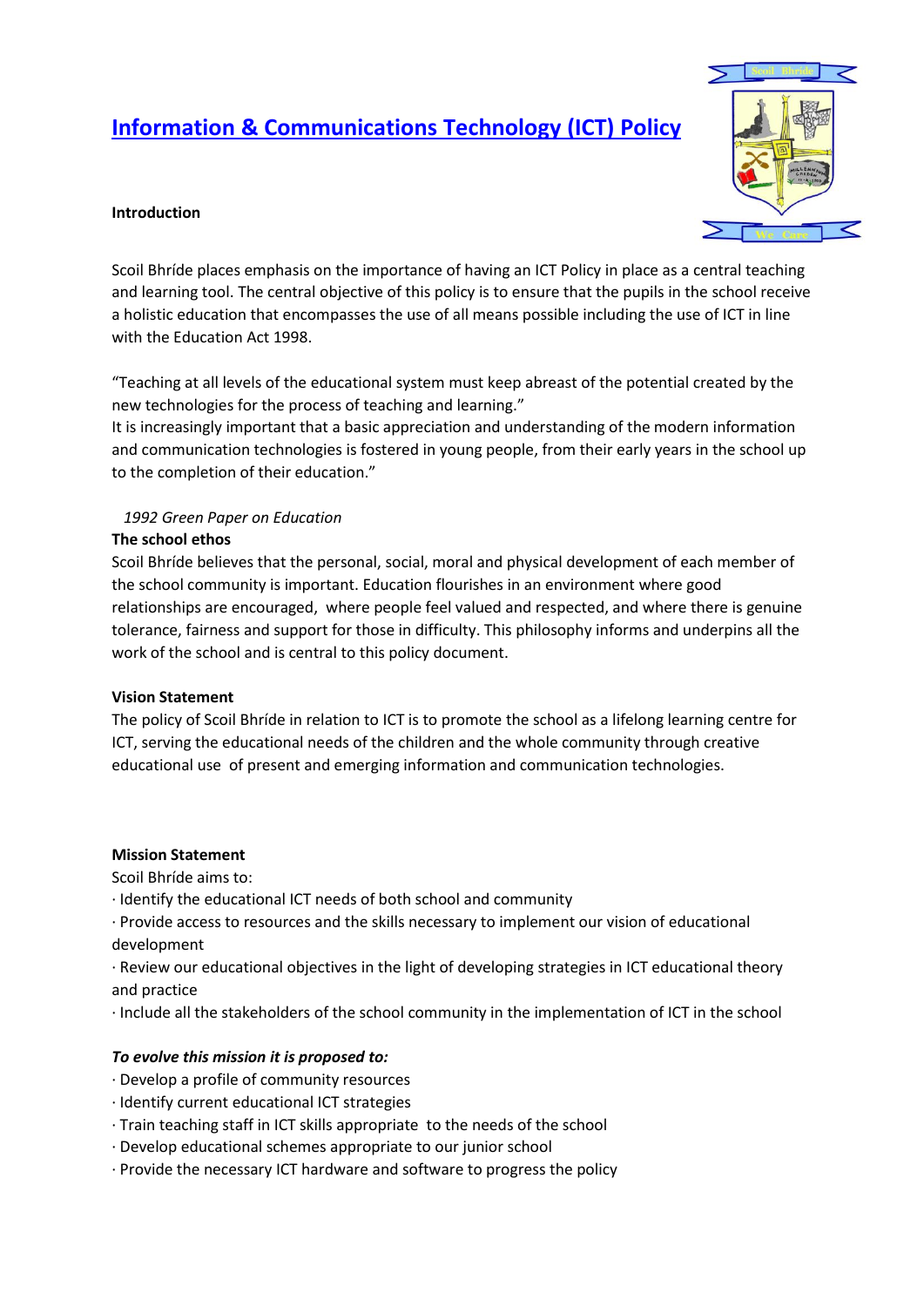# Information & Communications Technology (ICT) Policy

**Introduction**

Scoil Bhríde places emphasis on the importance of having an ICT Policy in place as a central teaching and learning tool. The central objective of this policy is to ensure that the pupils in the school receive a holistic education that encompasses the use of all means possible including the use of ICT in line with the Education Act 1998.

"Teaching at all levels of the educational system must keep abreast of the potential created by the new technologies for the process of teaching and learning."
It is increasingly important that a basic appreciation and understanding of the modern information and communication technologies is fostered in young people, from their early years in the school up to the completion of their education."

*1992 Green Paper on Education*

**The school ethos**

Scoil Bhríde believes that the personal, social, moral and physical development of each member of the school community is important. Education flourishes in an environment where good relationships are encouraged, where people feel valued and respected, and where there is genuine tolerance, fairness and support for those in difficulty. This philosophy informs and underpins all the work of the school and is central to this policy document.

**Vision Statement**

The policy of Scoil Bhríde in relation to ICT is to promote the school as a lifelong learning centre for ICT, serving the educational needs of the children and the whole community through creative educational use of present and emerging information and communication technologies.

**Mission Statement**

Scoil Bhríde aims to:

- Identify the educational ICT needs of both school and community
- Provide access to resources and the skills necessary to implement our vision of educational development
- Review our educational objectives in the light of developing strategies in ICT educational theory and practice
- Include all the stakeholders of the school community in the implementation of ICT in the school

***To evolve this mission it is proposed to:***

- Develop a profile of community resources
- Identify current educational ICT strategies
- Train teaching staff in ICT skills appropriate to the needs of the school
- Develop educational schemes appropriate to our junior school
- Provide the necessary ICT hardware and software to progress the policy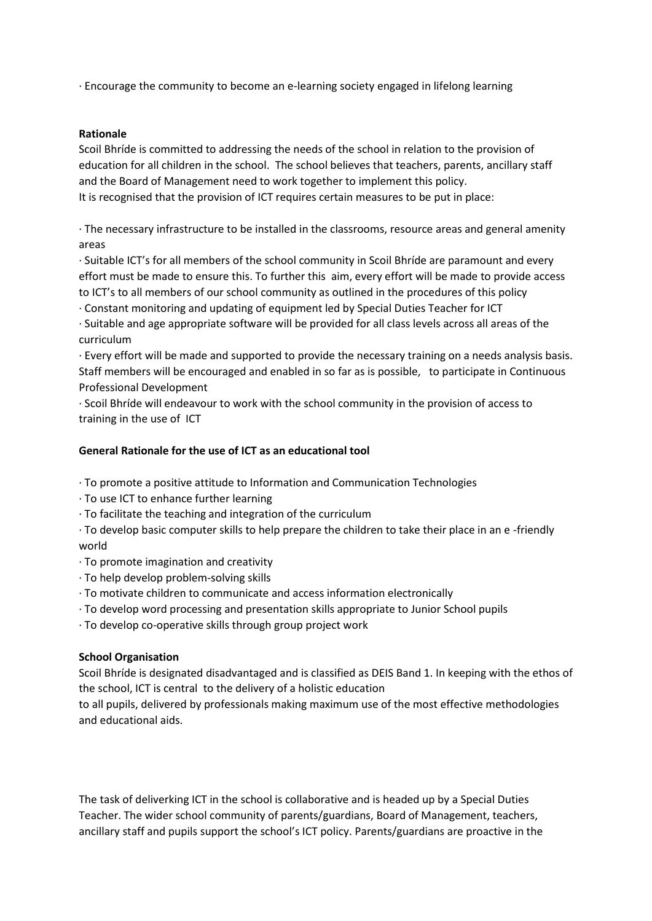· Encourage the community to become an e-learning society engaged in lifelong learning

**Rationale**

Scoil Bhríde is committed to addressing the needs of the school in relation to the provision of education for all children in the school. The school believes that teachers, parents, ancillary staff and the Board of Management need to work together to implement this policy.
It is recognised that the provision of ICT requires certain measures to be put in place:

· The necessary infrastructure to be installed in the classrooms, resource areas and general amenity areas

· Suitable ICT's for all members of the school community in Scoil Bhríde are paramount and every effort must be made to ensure this. To further this aim, every effort will be made to provide access to ICT's to all members of our school community as outlined in the procedures of this policy

· Constant monitoring and updating of equipment led by Special Duties Teacher for ICT

· Suitable and age appropriate software will be provided for all class levels across all areas of the curriculum

· Every effort will be made and supported to provide the necessary training on a needs analysis basis. Staff members will be encouraged and enabled in so far as is possible, to participate in Continuous Professional Development

· Scoil Bhríde will endeavour to work with the school community in the provision of access to training in the use of ICT

**General Rationale for the use of ICT as an educational tool**

· To promote a positive attitude to Information and Communication Technologies

· To use ICT to enhance further learning

· To facilitate the teaching and integration of the curriculum

· To develop basic computer skills to help prepare the children to take their place in an e -friendly world

· To promote imagination and creativity

· To help develop problem-solving skills

· To motivate children to communicate and access information electronically

· To develop word processing and presentation skills appropriate to Junior School pupils

· To develop co-operative skills through group project work

**School Organisation**

Scoil Bhríde is designated disadvantaged and is classified as DEIS Band 1. In keeping with the ethos of the school, ICT is central to the delivery of a holistic education
to all pupils, delivered by professionals making maximum use of the most effective methodologies and educational aids.

The task of deliverking ICT in the school is collaborative and is headed up by a Special Duties Teacher. The wider school community of parents/guardians, Board of Management, teachers, ancillary staff and pupils support the school's ICT policy. Parents/guardians are proactive in the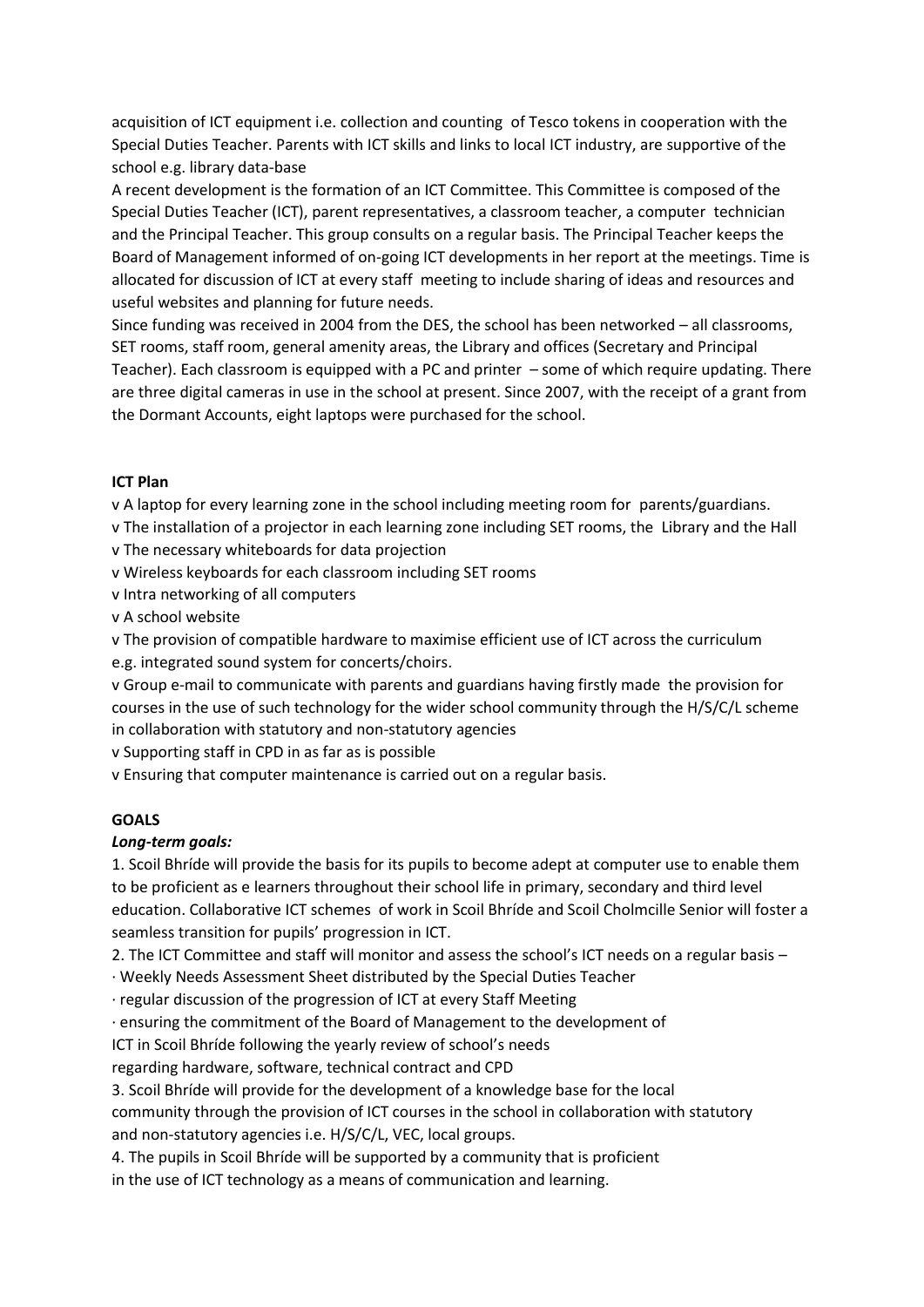acquisition of ICT equipment i.e. collection and counting of Tesco tokens in cooperation with the Special Duties Teacher. Parents with ICT skills and links to local ICT industry, are supportive of the school e.g. library data-base

A recent development is the formation of an ICT Committee. This Committee is composed of the Special Duties Teacher (ICT), parent representatives, a classroom teacher, a computer technician and the Principal Teacher. This group consults on a regular basis. The Principal Teacher keeps the Board of Management informed of on-going ICT developments in her report at the meetings. Time is allocated for discussion of ICT at every staff meeting to include sharing of ideas and resources and useful websites and planning for future needs.

Since funding was received in 2004 from the DES, the school has been networked – all classrooms, SET rooms, staff room, general amenity areas, the Library and offices (Secretary and Principal Teacher). Each classroom is equipped with a PC and printer – some of which require updating. There are three digital cameras in use in the school at present. Since 2007, with the receipt of a grant from the Dormant Accounts, eight laptops were purchased for the school.

**ICT Plan**

- A laptop for every learning zone in the school including meeting room for parents/guardians.
- The installation of a projector in each learning zone including SET rooms, the Library and the Hall
- The necessary whiteboards for data projection
- Wireless keyboards for each classroom including SET rooms
- Intra networking of all computers
- A school website
- The provision of compatible hardware to maximise efficient use of ICT across the curriculum e.g. integrated sound system for concerts/choirs.
- Group e-mail to communicate with parents and guardians having firstly made the provision for courses in the use of such technology for the wider school community through the H/S/C/L scheme in collaboration with statutory and non-statutory agencies
- Supporting staff in CPD in as far as is possible
- Ensuring that computer maintenance is carried out on a regular basis.

**GOALS**

***Long-term goals:***

1. Scoil Bhríde will provide the basis for its pupils to become adept at computer use to enable them to be proficient as e learners throughout their school life in primary, secondary and third level education. Collaborative ICT schemes of work in Scoil Bhríde and Scoil Cholmcille Senior will foster a seamless transition for pupils' progression in ICT.
2. The ICT Committee and staff will monitor and assess the school's ICT needs on a regular basis –
   - Weekly Needs Assessment Sheet distributed by the Special Duties Teacher
   - regular discussion of the progression of ICT at every Staff Meeting
   - ensuring the commitment of the Board of Management to the development of ICT in Scoil Bhríde following the yearly review of school's needs regarding hardware, software, technical contract and CPD
3. Scoil Bhríde will provide for the development of a knowledge base for the local community through the provision of ICT courses in the school in collaboration with statutory and non-statutory agencies i.e. H/S/C/L, VEC, local groups.
4. The pupils in Scoil Bhríde will be supported by a community that is proficient in the use of ICT technology as a means of communication and learning.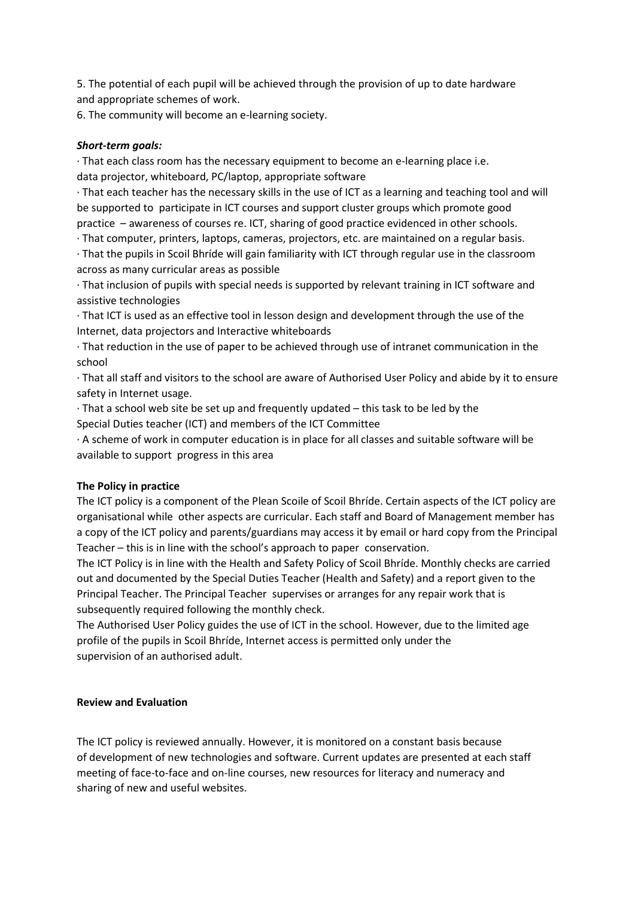5. The potential of each pupil will be achieved through the provision of up to date hardware and appropriate schemes of work.

6. The community will become an e-learning society.

***Short-term goals:***

· That each class room has the necessary equipment to become an e-learning place i.e. data projector, whiteboard, PC/laptop, appropriate software

· That each teacher has the necessary skills in the use of ICT as a learning and teaching tool and will be supported to participate in ICT courses and support cluster groups which promote good practice – awareness of courses re. ICT, sharing of good practice evidenced in other schools.

· That computer, printers, laptops, cameras, projectors, etc. are maintained on a regular basis.

· That the pupils in Scoil Bhríde will gain familiarity with ICT through regular use in the classroom across as many curricular areas as possible

· That inclusion of pupils with special needs is supported by relevant training in ICT software and assistive technologies

· That ICT is used as an effective tool in lesson design and development through the use of the Internet, data projectors and Interactive whiteboards

· That reduction in the use of paper to be achieved through use of intranet communication in the school

· That all staff and visitors to the school are aware of Authorised User Policy and abide by it to ensure safety in Internet usage.

· That a school web site be set up and frequently updated – this task to be led by the Special Duties teacher (ICT) and members of the ICT Committee

· A scheme of work in computer education is in place for all classes and suitable software will be available to support progress in this area

**The Policy in practice**

The ICT policy is a component of the Plean Scoile of Scoil Bhríde. Certain aspects of the ICT policy are organisational while other aspects are curricular. Each staff and Board of Management member has a copy of the ICT policy and parents/guardians may access it by email or hard copy from the Principal Teacher – this is in line with the school's approach to paper conservation.

The ICT Policy is in line with the Health and Safety Policy of Scoil Bhríde. Monthly checks are carried out and documented by the Special Duties Teacher (Health and Safety) and a report given to the Principal Teacher. The Principal Teacher supervises or arranges for any repair work that is subsequently required following the monthly check.

The Authorised User Policy guides the use of ICT in the school. However, due to the limited age profile of the pupils in Scoil Bhríde, Internet access is permitted only under the supervision of an authorised adult.

**Review and Evaluation**

The ICT policy is reviewed annually. However, it is monitored on a constant basis because of development of new technologies and software. Current updates are presented at each staff meeting of face-to-face and on-line courses, new resources for literacy and numeracy and sharing of new and useful websites.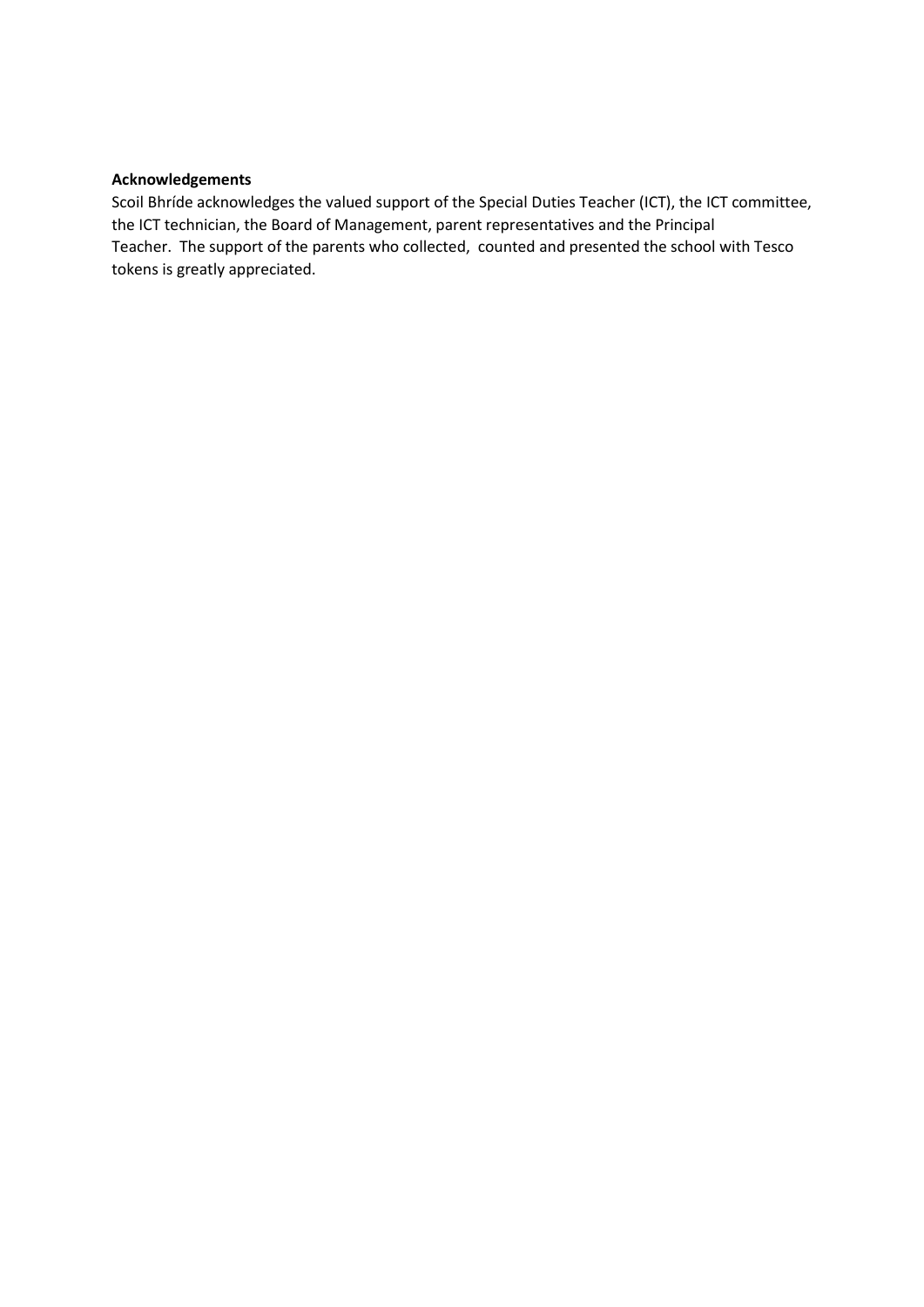**Acknowledgements**

Scoil Bhríde acknowledges the valued support of the Special Duties Teacher (ICT), the ICT committee, the ICT technician, the Board of Management, parent representatives and the Principal Teacher. The support of the parents who collected, counted and presented the school with Tesco tokens is greatly appreciated.